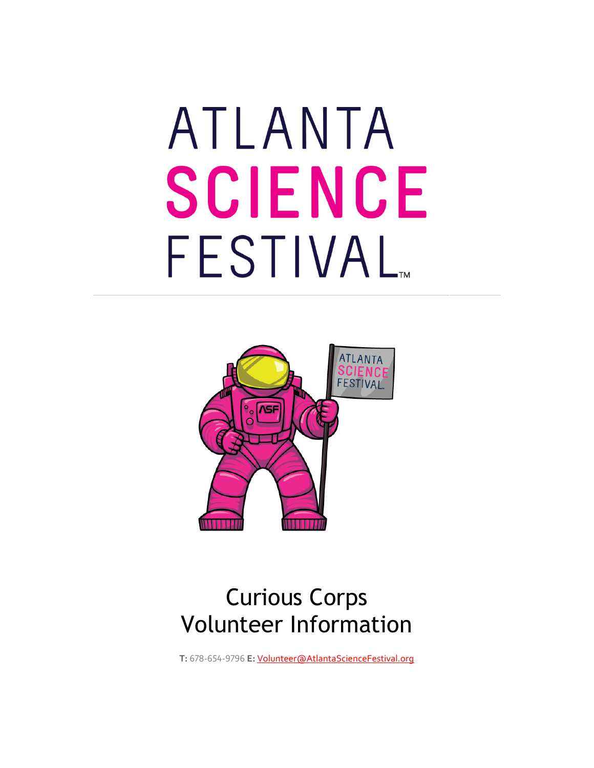# ATLANTA SCIENCE FESTIVAL™

## Curious Corps Volunteer Information

**T:** 678-654-9796 **E:** Volunteer@AtlantaScienceFestival.org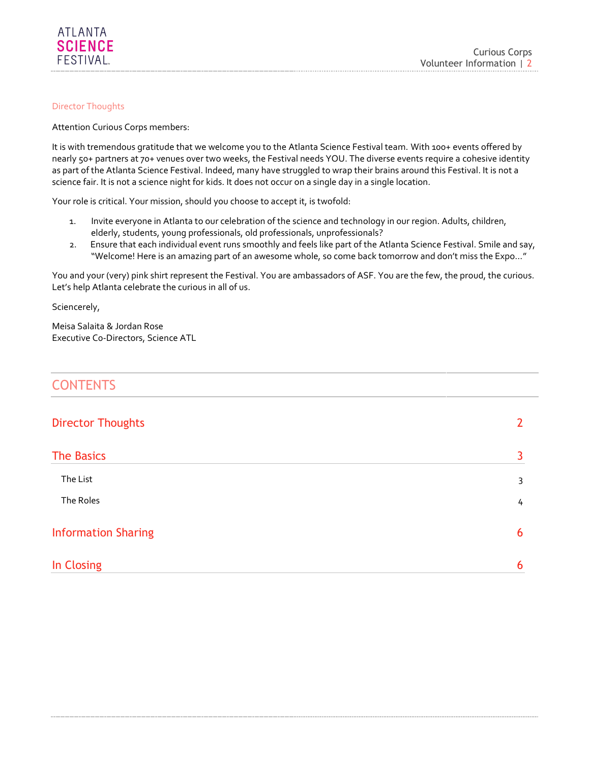## Director Thoughts

Attention Curious Corps members:

It is with tremendous gratitude that we welcome you to the Atlanta Science Festival team. With 100+ events offered by nearly 50+ partners at 70+ venues over two weeks, the Festival needs YOU. The diverse events require a cohesive identity as part of the Atlanta Science Festival. Indeed, many have struggled to wrap their brains around this Festival. It is not a science fair. It is not a science night for kids. It does not occur on a single day in a single location.

Your role is critical. Your mission, should you choose to accept it, is twofold:

1. Invite everyone in Atlanta to our celebration of the science and technology in our region. Adults, children, elderly, students, young professionals, old professionals, unprofessionals?
2. Ensure that each individual event runs smoothly and feels like part of the Atlanta Science Festival. Smile and say, "Welcome! Here is an amazing part of an awesome whole, so come back tomorrow and don't miss the Expo…"

You and your (very) pink shirt represent the Festival. You are ambassadors of ASF. You are the few, the proud, the curious. Let's help Atlanta celebrate the curious in all of us.

Sciencerely,

Meisa Salaita & Jordan Rose
Executive Co-Directors, Science ATL

## CONTENTS

| | |
|---|---|
| Director Thoughts | 2 |
| The Basics | 3 |
| The List | 3 |
| The Roles | 4 |
| Information Sharing | 6 |
| In Closing | 6 |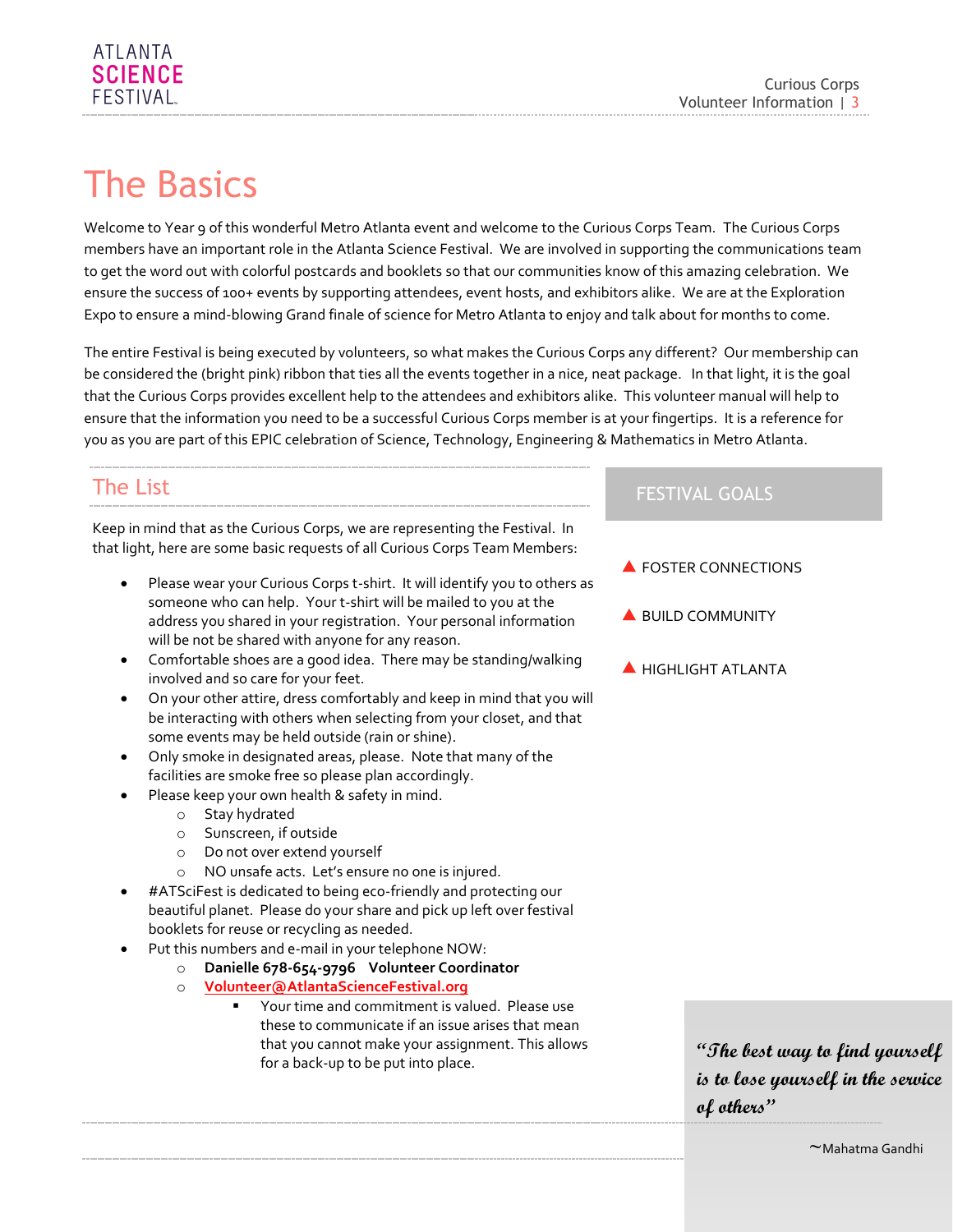# The Basics

Welcome to Year 9 of this wonderful Metro Atlanta event and welcome to the Curious Corps Team. The Curious Corps members have an important role in the Atlanta Science Festival. We are involved in supporting the communications team to get the word out with colorful postcards and booklets so that our communities know of this amazing celebration. We ensure the success of 100+ events by supporting attendees, event hosts, and exhibitors alike. We are at the Exploration Expo to ensure a mind-blowing Grand finale of science for Metro Atlanta to enjoy and talk about for months to come.

The entire Festival is being executed by volunteers, so what makes the Curious Corps any different? Our membership can be considered the (bright pink) ribbon that ties all the events together in a nice, neat package. In that light, it is the goal that the Curious Corps provides excellent help to the attendees and exhibitors alike. This volunteer manual will help to ensure that the information you need to be a successful Curious Corps member is at your fingertips. It is a reference for you as you are part of this EPIC celebration of Science, Technology, Engineering & Mathematics in Metro Atlanta.

## The List

Keep in mind that as the Curious Corps, we are representing the Festival. In that light, here are some basic requests of all Curious Corps Team Members:

- Please wear your Curious Corps t-shirt. It will identify you to others as someone who can help. Your t-shirt will be mailed to you at the address you shared in your registration. Your personal information will be not be shared with anyone for any reason.
- Comfortable shoes are a good idea. There may be standing/walking involved and so care for your feet.
- On your other attire, dress comfortably and keep in mind that you will be interacting with others when selecting from your closet, and that some events may be held outside (rain or shine).
- Only smoke in designated areas, please. Note that many of the facilities are smoke free so please plan accordingly.
- Please keep your own health & safety in mind.
  - Stay hydrated
  - Sunscreen, if outside
  - Do not over extend yourself
  - NO unsafe acts. Let's ensure no one is injured.
- #ATSciFest is dedicated to being eco-friendly and protecting our beautiful planet. Please do your share and pick up left over festival booklets for reuse or recycling as needed.
- Put this numbers and e-mail in your telephone NOW:
  - **Danielle 678-654-9796 Volunteer Coordinator**
  - **Volunteer@AtlantaScienceFestival.org**
    - Your time and commitment is valued. Please use these to communicate if an issue arises that mean that you cannot make your assignment. This allows for a back-up to be put into place.

## FESTIVAL GOALS

- FOSTER CONNECTIONS
- BUILD COMMUNITY
- HIGHLIGHT ATLANTA

*"The best way to find yourself is to lose yourself in the service of others"*

~Mahatma Gandhi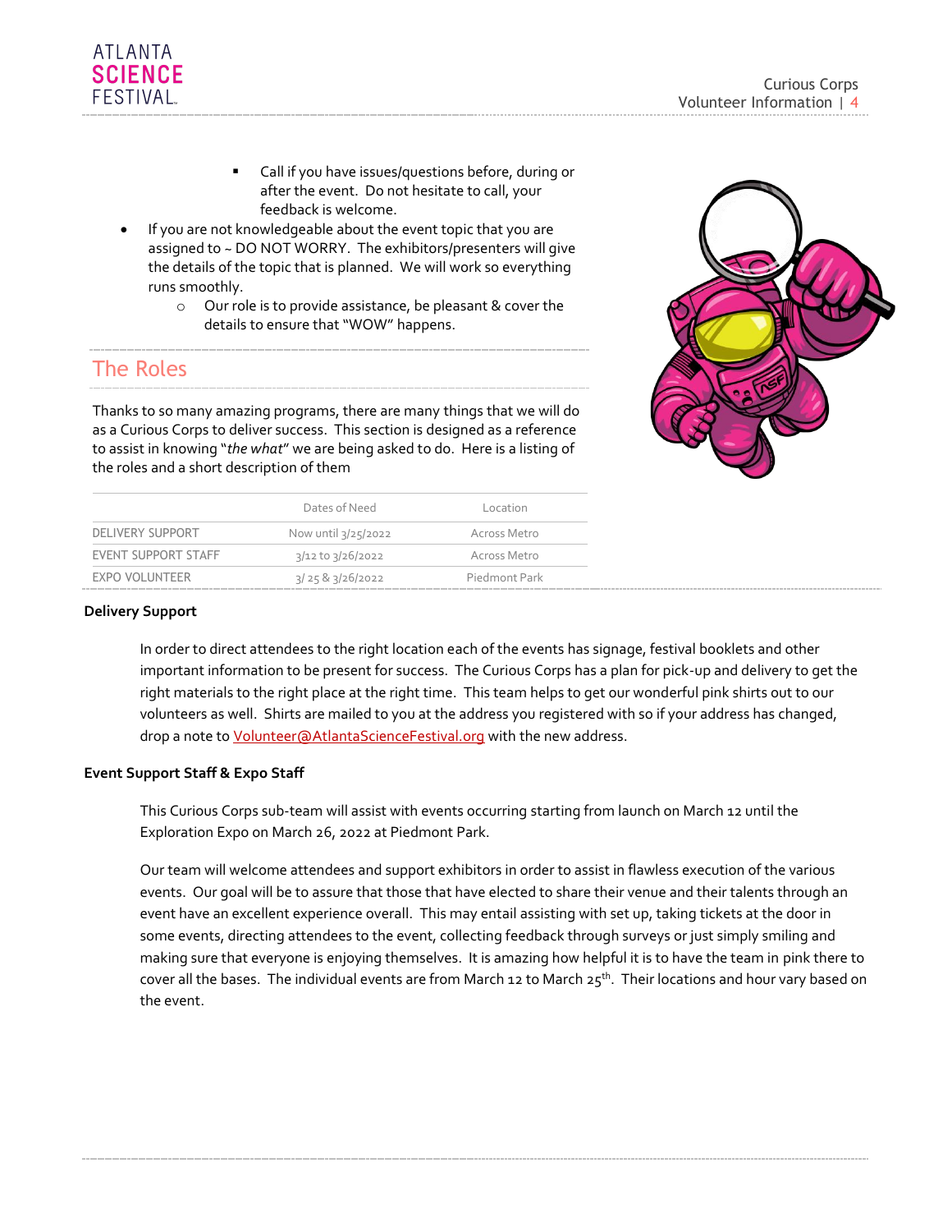- Call if you have issues/questions before, during or after the event. Do not hesitate to call, your feedback is welcome.
- If you are not knowledgeable about the event topic that you are assigned to ~ DO NOT WORRY. The exhibitors/presenters will give the details of the topic that is planned. We will work so everything runs smoothly.
    - Our role is to provide assistance, be pleasant & cover the details to ensure that "WOW" happens.

## The Roles

Thanks to so many amazing programs, there are many things that we will do as a Curious Corps to deliver success. This section is designed as a reference to assist in knowing "*the what*" we are being asked to do. Here is a listing of the roles and a short description of them

| | Dates of Need | Location |
|---|---|---|
| DELIVERY SUPPORT | Now until 3/25/2022 | Across Metro |
| EVENT SUPPORT STAFF | 3/12 to 3/26/2022 | Across Metro |
| EXPO VOLUNTEER | 3/ 25 & 3/26/2022 | Piedmont Park |

**Delivery Support**

In order to direct attendees to the right location each of the events has signage, festival booklets and other important information to be present for success. The Curious Corps has a plan for pick-up and delivery to get the right materials to the right place at the right time. This team helps to get our wonderful pink shirts out to our volunteers as well. Shirts are mailed to you at the address you registered with so if your address has changed, drop a note to Volunteer@AtlantaScienceFestival.org with the new address.

**Event Support Staff & Expo Staff**

This Curious Corps sub-team will assist with events occurring starting from launch on March 12 until the Exploration Expo on March 26, 2022 at Piedmont Park.

Our team will welcome attendees and support exhibitors in order to assist in flawless execution of the various events. Our goal will be to assure that those that have elected to share their venue and their talents through an event have an excellent experience overall. This may entail assisting with set up, taking tickets at the door in some events, directing attendees to the event, collecting feedback through surveys or just simply smiling and making sure that everyone is enjoying themselves. It is amazing how helpful it is to have the team in pink there to cover all the bases. The individual events are from March 12 to March 25th. Their locations and hour vary based on the event.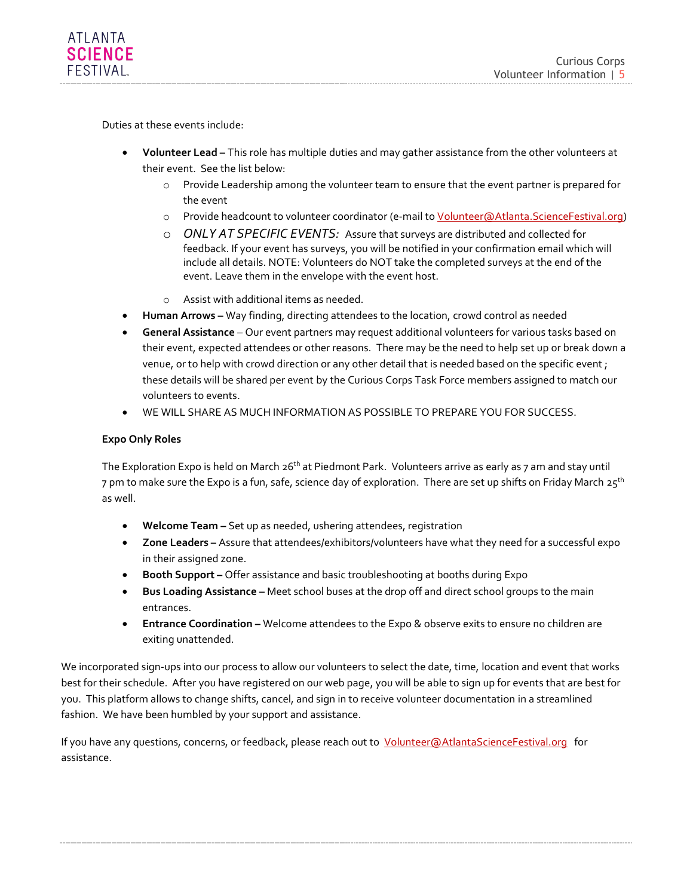Duties at these events include:

- **Volunteer Lead –** This role has multiple duties and may gather assistance from the other volunteers at their event. See the list below:
  - Provide Leadership among the volunteer team to ensure that the event partner is prepared for the event
  - Provide headcount to volunteer coordinator (e-mail to Volunteer@Atlanta.ScienceFestival.org)
  - *ONLY AT SPECIFIC EVENTS:* Assure that surveys are distributed and collected for feedback. If your event has surveys, you will be notified in your confirmation email which will include all details. NOTE: Volunteers do NOT take the completed surveys at the end of the event. Leave them in the envelope with the event host.
  - Assist with additional items as needed.
- **Human Arrows –** Way finding, directing attendees to the location, crowd control as needed
- **General Assistance** – Our event partners may request additional volunteers for various tasks based on their event, expected attendees or other reasons. There may be the need to help set up or break down a venue, or to help with crowd direction or any other detail that is needed based on the specific event ; these details will be shared per event by the Curious Corps Task Force members assigned to match our volunteers to events.
- WE WILL SHARE AS MUCH INFORMATION AS POSSIBLE TO PREPARE YOU FOR SUCCESS.

**Expo Only Roles**

The Exploration Expo is held on March 26th at Piedmont Park. Volunteers arrive as early as 7 am and stay until 7 pm to make sure the Expo is a fun, safe, science day of exploration. There are set up shifts on Friday March 25th as well.

- **Welcome Team –** Set up as needed, ushering attendees, registration
- **Zone Leaders –** Assure that attendees/exhibitors/volunteers have what they need for a successful expo in their assigned zone.
- **Booth Support –** Offer assistance and basic troubleshooting at booths during Expo
- **Bus Loading Assistance –** Meet school buses at the drop off and direct school groups to the main entrances.
- **Entrance Coordination –** Welcome attendees to the Expo & observe exits to ensure no children are exiting unattended.

We incorporated sign-ups into our process to allow our volunteers to select the date, time, location and event that works best for their schedule. After you have registered on our web page, you will be able to sign up for events that are best for you. This platform allows to change shifts, cancel, and sign in to receive volunteer documentation in a streamlined fashion. We have been humbled by your support and assistance.

If you have any questions, concerns, or feedback, please reach out to Volunteer@AtlantaScienceFestival.org for assistance.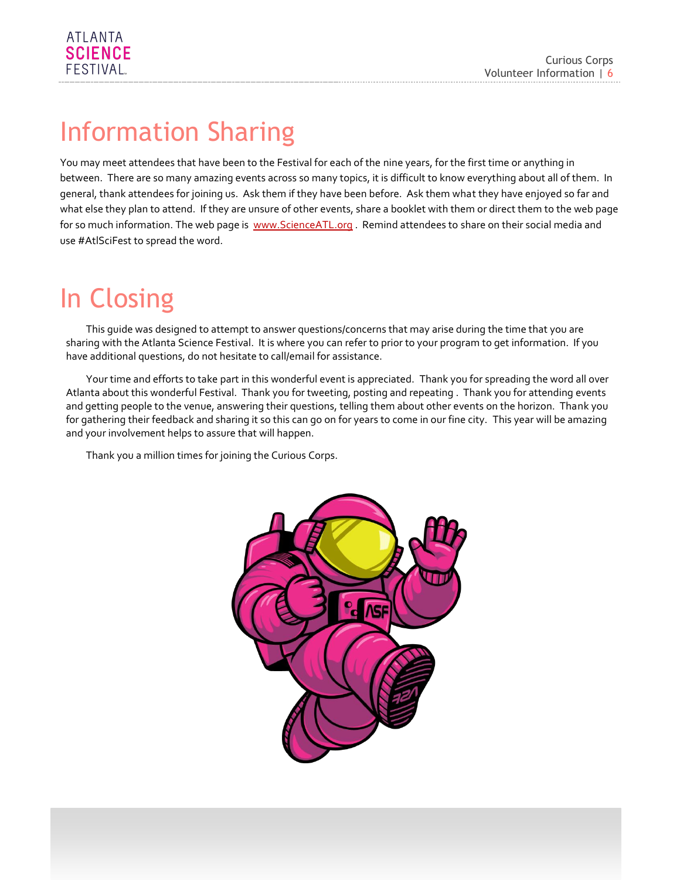# Information Sharing

You may meet attendees that have been to the Festival for each of the nine years, for the first time or anything in between. There are so many amazing events across so many topics, it is difficult to know everything about all of them. In general, thank attendees for joining us. Ask them if they have been before. Ask them what they have enjoyed so far and what else they plan to attend. If they are unsure of other events, share a booklet with them or direct them to the web page for so much information. The web page is www.ScienceATL.org . Remind attendees to share on their social media and use #AtlSciFest to spread the word.

# In Closing

This guide was designed to attempt to answer questions/concerns that may arise during the time that you are sharing with the Atlanta Science Festival. It is where you can refer to prior to your program to get information. If you have additional questions, do not hesitate to call/email for assistance.

Your time and efforts to take part in this wonderful event is appreciated. Thank you for spreading the word all over Atlanta about this wonderful Festival. Thank you for tweeting, posting and repeating . Thank you for attending events and getting people to the venue, answering their questions, telling them about other events on the horizon. Thank you for gathering their feedback and sharing it so this can go on for years to come in our fine city. This year will be amazing and your involvement helps to assure that will happen.

Thank you a million times for joining the Curious Corps.